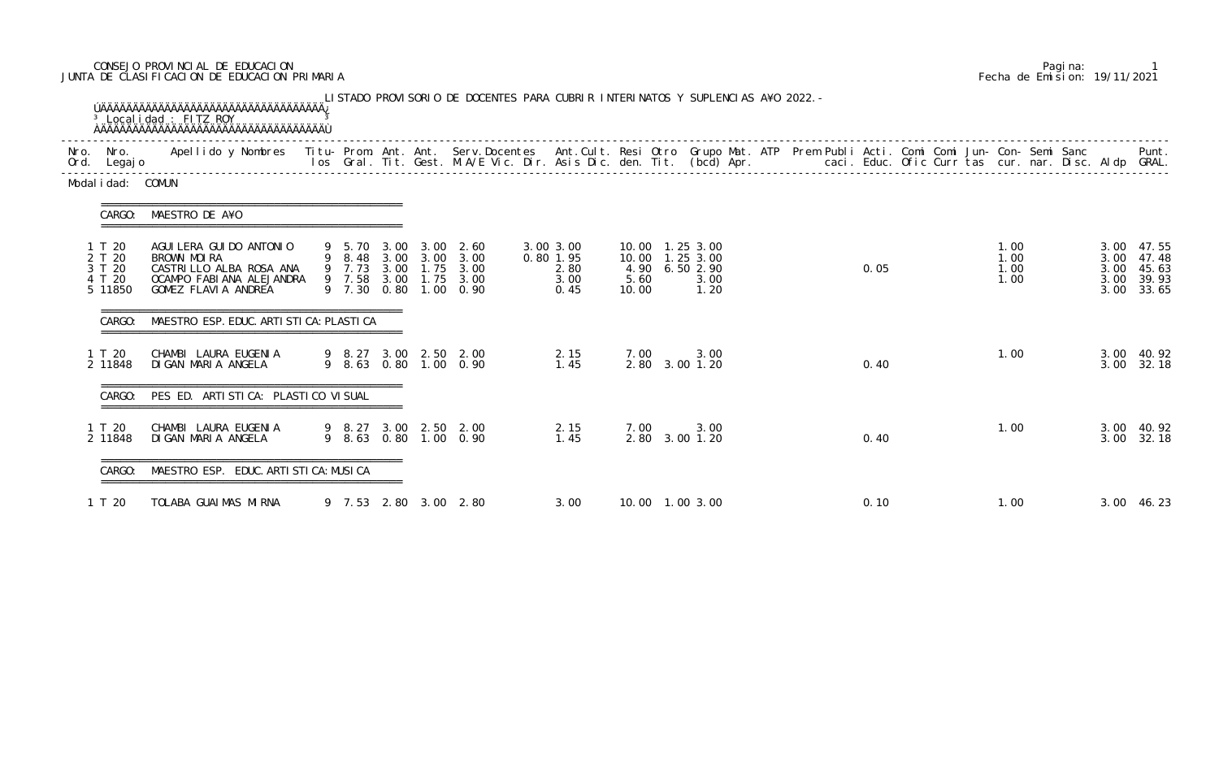CONSEJO PROVINCIAL DE EDUCACION
JUNTA DE CLASIFICACION DE EDUCACION PRIMARIA

Fecha de Emision: 19/11/2021

LISTADO PROVISORIO DE DOCENTES PARA CUBRIR INTERINATOS Y SUPLENCIAS A¥O 2022.-

Localidad : FITZ ROY

Modalidad: COMUN

CARGO: MAESTRO DE A¥O

| Nro. Ord. | Nro. Legajo | Apellido y Nombres | Titulos | Prom. Gral. | Ant. Tit. | Ant. Gest. | Serv.Docentes M.A/E | Vic. | Dir. | Ant.Cult. | Asis Dic. | Resi den. | Otro Tit. | Grupo (bcd) | Mat. Apr. | ATP | Prem | Publi caci. | Acti. Educ. | Comi Ofic | Comi Curr | Jun tas | Con cur. | Semi nar. | Sanc Disc. | Aldp | Punt. GRAL. |
|---|---|---|---|---|---|---|---|---|---|---|---|---|---|---|---|---|---|---|---|---|---|---|---|---|---|---|---|
| 1 | T 20 | AGUILERA GUIDO ANTONIO | 9 | 5.70 | 3.00 | 3.00 | 2.60 | | | 3.00 | 3.00 | 10.00 | 1.25 | 3.00 | | | | | | | | 1.00 | | | | 3.00 | 47.55 |
| 2 | T 20 | BROWN MOIRA | 9 | 8.48 | 3.00 | 3.00 | 3.00 | | | 0.80 | 1.95 | 10.00 | 1.25 | 3.00 | | | | | | | | 1.00 | | | | 3.00 | 47.48 |
| 3 | T 20 | CASTRILLO ALBA ROSA ANA | 9 | 7.73 | 3.00 | 1.75 | 3.00 | | | | 2.80 | 4.90 | 6.50 | 2.90 | | | | 0.05 | | | | 1.00 | | | | 3.00 | 45.63 |
| 4 | T 20 | OCAMPO FABIANA ALEJANDRA | 9 | 7.58 | 3.00 | 1.75 | 3.00 | | | | 3.00 | 5.60 | | 3.00 | | | | | | | | 1.00 | | | | 3.00 | 39.93 |
| 5 | 11850 | GOMEZ FLAVIA ANDREA | 9 | 7.30 | 0.80 | 1.00 | 0.90 | | | | 0.45 | 10.00 | | 1.20 | | | | | | | | | | | | 3.00 | 33.65 |

CARGO: MAESTRO ESP. EDUC. ARTISTICA: PLASTICA

| Nro. Ord. | Nro. Legajo | Apellido y Nombres | Titulos | Prom. Gral. | Ant. Tit. | Ant. Gest. | Serv.Docentes M.A/E | Vic. | Dir. | Ant.Cult. | Asis Dic. | Resi den. | Otro Tit. | Grupo (bcd) | Mat. Apr. | ATP | Prem | Publi caci. | Acti. Educ. | Comi Ofic | Comi Curr | Jun tas | Con cur. | Semi nar. | Sanc Disc. | Aldp | Punt. GRAL. |
|---|---|---|---|---|---|---|---|---|---|---|---|---|---|---|---|---|---|---|---|---|---|---|---|---|---|---|---|
| 1 | T 20 | CHAMBI LAURA EUGENIA | 9 | 8.27 | 3.00 | 2.50 | 2.00 | | | | 2.15 | 7.00 | | 3.00 | | | | | | | | 1.00 | | | | 3.00 | 40.92 |
| 2 | 11848 | DIGAN MARIA ANGELA | 9 | 8.63 | 0.80 | 1.00 | 0.90 | | | | 1.45 | 2.80 | 3.00 | 1.20 | | | | 0.40 | | | | | | | | 3.00 | 32.18 |

CARGO: PES ED. ARTISTICA: PLASTICO VISUAL

| Nro. Ord. | Nro. Legajo | Apellido y Nombres | Titulos | Prom. Gral. | Ant. Tit. | Ant. Gest. | Serv.Docentes M.A/E | Vic. | Dir. | Ant.Cult. | Asis Dic. | Resi den. | Otro Tit. | Grupo (bcd) | Mat. Apr. | ATP | Prem | Publi caci. | Acti. Educ. | Comi Ofic | Comi Curr | Jun tas | Con cur. | Semi nar. | Sanc Disc. | Aldp | Punt. GRAL. |
|---|---|---|---|---|---|---|---|---|---|---|---|---|---|---|---|---|---|---|---|---|---|---|---|---|---|---|---|
| 1 | T 20 | CHAMBI LAURA EUGENIA | 9 | 8.27 | 3.00 | 2.50 | 2.00 | | | | 2.15 | 7.00 | | 3.00 | | | | | | | | 1.00 | | | | 3.00 | 40.92 |
| 2 | 11848 | DIGAN MARIA ANGELA | 9 | 8.63 | 0.80 | 1.00 | 0.90 | | | | 1.45 | 2.80 | 3.00 | 1.20 | | | | 0.40 | | | | | | | | 3.00 | 32.18 |

CARGO: MAESTRO ESP. EDUC. ARTISTICA: MUSICA

| Nro. Ord. | Nro. Legajo | Apellido y Nombres | Titulos | Prom. Gral. | Ant. Tit. | Ant. Gest. | Serv.Docentes M.A/E | Vic. | Dir. | Ant.Cult. | Asis Dic. | Resi den. | Otro Tit. | Grupo (bcd) | Mat. Apr. | ATP | Prem | Publi caci. | Acti. Educ. | Comi Ofic | Comi Curr | Jun tas | Con cur. | Semi nar. | Sanc Disc. | Aldp | Punt. GRAL. |
|---|---|---|---|---|---|---|---|---|---|---|---|---|---|---|---|---|---|---|---|---|---|---|---|---|---|---|---|
| 1 | T 20 | TOLABA GUAIMAS MIRNA | 9 | 7.53 | 2.80 | 3.00 | 2.80 | | | | 3.00 | 10.00 | 1.00 | 3.00 | | | | 0.10 | | | | 1.00 | | | | 3.00 | 46.23 |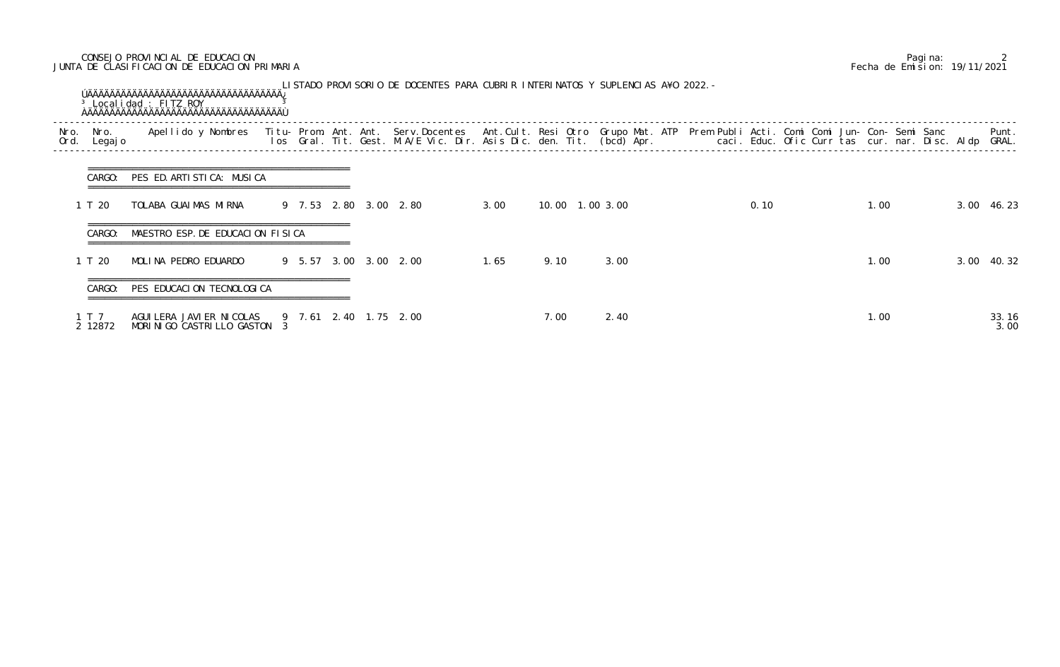CONSEJO PROVINCIAL DE EDUCACION
JUNTA DE CLASIFICACION DE EDUCACION PRIMARIA

Fecha de Emision: 19/11/2021

LISTADO PROVISORIO DE DOCENTES PARA CUBRIR INTERINATOS Y SUPLENCIAS AÑO 2022.-

Localidad : FITZ ROY

| Nro. Ord. | Nro. Legajo | Apellido y Nombres | Titu-los | Prom. Gral. | Ant. Tit. | Ant. Gest. | Serv.Docentes M.A/E Vic. Dir. | Ant.Cult. Asis Dic. | Resi den. | Otro Tit. | Grupo (bcd) | Mat. Apr. | ATP | Prem | Publi caci. | Acti. Educ. | Comi Ofic | Comi Curr | Jun-tas | Con-cur. | Semi nar. | Sanc Disc. | Aldp | Punt. GRAL. |
|---|---|---|---|---|---|---|---|---|---|---|---|---|---|---|---|---|---|---|---|---|---|---|---|---|
| **CARGO: PES ED. ARTISTICA: MUSICA** | | | | | | | | | | | | | | | | | | | | | | | | |
| 1 | T 20 | TOLABA GUAIMAS MIRNA | 9 | 7.53 | 2.80 | 3.00 | 2.80 | 3.00 | 10.00 | 1.00 | 3.00 | | | | | 0.10 | | | | 1.00 | | | 3.00 | 46.23 |
| **CARGO: MAESTRO ESP. DE EDUCACION FISICA** | | | | | | | | | | | | | | | | | | | | | | | | |
| 1 | T 20 | MOLINA PEDRO EDUARDO | 9 | 5.57 | 3.00 | 3.00 | 2.00 | 1.65 | 9.10 | | 3.00 | | | | | | | | | 1.00 | | | 3.00 | 40.32 |
| **CARGO: PES EDUCACION TECNOLOGICA** | | | | | | | | | | | | | | | | | | | | | | | | |
| 1 | T 7 | AGUILERA JAVIER NICOLAS | 9 | 7.61 | 2.40 | 1.75 | 2.00 | | 7.00 | | 2.40 | | | | | | | | | 1.00 | | | | 33.16 |
| 2 | 12872 | MORINIGO CASTRILLO GASTON | 3 | | | | | | | | | | | | | | | | | | | | | 3.00 |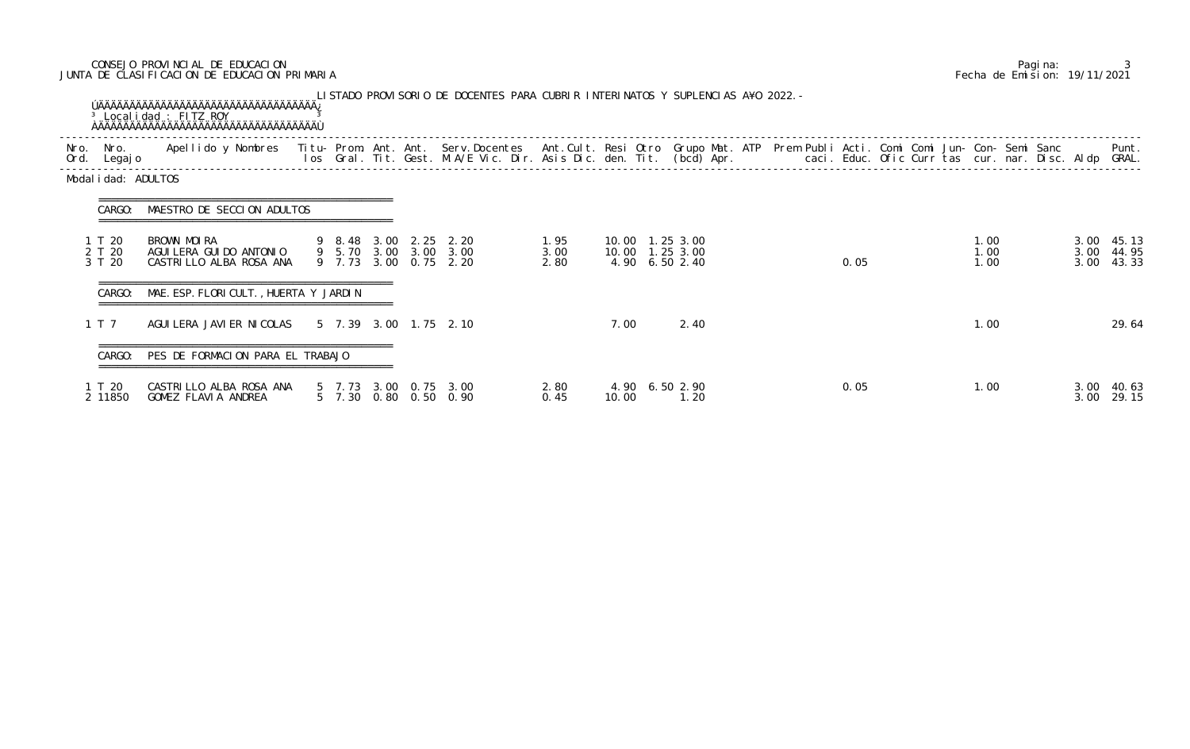CONSEJO PROVINCIAL DE EDUCACION
JUNTA DE CLASIFICACION DE EDUCACION PRIMARIA

Pagina: 3
Fecha de Emision: 19/11/2021

LISTADO PROVISORIO DE DOCENTES PARA CUBRIR INTERINATOS Y SUPLENCIAS A¥O 2022.-

Localidad : FITZ ROY

Modalidad: ADULTOS

CARGO: MAESTRO DE SECCION ADULTOS

| Nro. Ord. | Nro. Legajo | Apellido y Nombres | Titulos | Prom. Gral. | Ant. Tit. | Ant. Gest. | Serv. Docentes M.A/E Vic. Dir. | Ant. Cult. Asis Dic. | Resi den. | Otro Tit. | Grupo Mat. (bcd) | ATP Apr. | Prem | Publi caci. | Acti. Educ. | Comi Ofic | Comi Curr | Jun- tas | Con- cur. | Semi nar. | Sanc Disc. | Aldp | Punt. GRAL. |
|---|---|---|---|---|---|---|---|---|---|---|---|---|---|---|---|---|---|---|---|---|---|---|---|
| 1 | T 20 | BROWN MOIRA | 9 | 8.48 | 3.00 | 2.25 | 2.20 | 1.95 | 10.00 | 1.25 | 3.00 | | | | | | | | 1.00 | | | 3.00 | 45.13 |
| 2 | T 20 | AGUILERA GUIDO ANTONIO | 9 | 5.70 | 3.00 | 3.00 | 3.00 | 3.00 | 10.00 | 1.25 | 3.00 | | | | | | | | 1.00 | | | 3.00 | 44.95 |
| 3 | T 20 | CASTRILLO ALBA ROSA ANA | 9 | 7.73 | 3.00 | 0.75 | 2.20 | 2.80 | 4.90 | 6.50 | 2.40 | | | | 0.05 | | | | 1.00 | | | 3.00 | 43.33 |

CARGO: MAE.ESP.FLORICULT., HUERTA Y JARDIN

| Nro. Ord. | Nro. Legajo | Apellido y Nombres | Titulos | Prom. Gral. | Ant. Tit. | Ant. Gest. | Serv. Docentes M.A/E Vic. Dir. | Ant. Cult. Asis Dic. | Resi den. | Otro Tit. | Grupo Mat. (bcd) | ATP Apr. | Prem | Publi caci. | Acti. Educ. | Comi Ofic | Comi Curr | Jun- tas | Con- cur. | Semi nar. | Sanc Disc. | Aldp | Punt. GRAL. |
|---|---|---|---|---|---|---|---|---|---|---|---|---|---|---|---|---|---|---|---|---|---|---|---|
| 1 | T 7 | AGUILERA JAVIER NICOLAS | 5 | 7.39 | 3.00 | 1.75 | 2.10 | | 7.00 | | 2.40 | | | | | | | | 1.00 | | | | 29.64 |

CARGO: PES DE FORMACION PARA EL TRABAJO

| Nro. Ord. | Nro. Legajo | Apellido y Nombres | Titulos | Prom. Gral. | Ant. Tit. | Ant. Gest. | Serv. Docentes M.A/E Vic. Dir. | Ant. Cult. Asis Dic. | Resi den. | Otro Tit. | Grupo Mat. (bcd) | ATP Apr. | Prem | Publi caci. | Acti. Educ. | Comi Ofic | Comi Curr | Jun- tas | Con- cur. | Semi nar. | Sanc Disc. | Aldp | Punt. GRAL. |
|---|---|---|---|---|---|---|---|---|---|---|---|---|---|---|---|---|---|---|---|---|---|---|---|
| 1 | T 20 | CASTRILLO ALBA ROSA ANA | 5 | 7.73 | 3.00 | 0.75 | 3.00 | 2.80 | 4.90 | 6.50 | 2.90 | | | | 0.05 | | | | 1.00 | | | 3.00 | 40.63 |
| 2 | 11850 | GOMEZ FLAVIA ANDREA | 5 | 7.30 | 0.80 | 0.50 | 0.90 | 0.45 | 10.00 | | 1.20 | | | | | | | | | | | 3.00 | 29.15 |